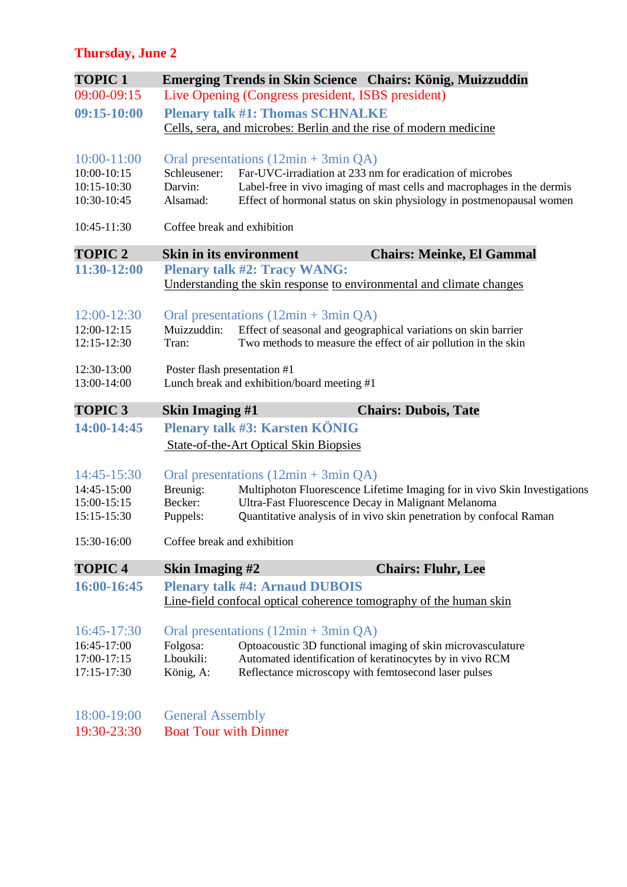# Thursday, June 2

| | | | |
|---|---|---|---|
| **TOPIC 1** | **Emerging Trends in Skin Science** | | **Chairs: König, Muizzuddin** |
| 09:00-09:15 | Live Opening (Congress president, ISBS president) | | |
| **09:15-10:00** | **Plenary talk #1: Thomas SCHNALKE**<br>Cells, sera, and microbes: Berlin and the rise of modern medicine | | |
| 10:00-11:00 | Oral presentations (12min + 3min QA) | | |
| 10:00-10:15 | Schleusener: | Far-UVC-irradiation at 233 nm for eradication of microbes | |
| 10:15-10:30 | Darvin: | Label-free in vivo imaging of mast cells and macrophages in the dermis | |
| 10:30-10:45 | Alsamad: | Effect of hormonal status on skin physiology in postmenopausal women | |
| 10:45-11:30 | Coffee break and exhibition | | |
| **TOPIC 2** | **Skin in its environment** | | **Chairs: Meinke, El Gammal** |
| **11:30-12:00** | **Plenary talk #2: Tracy WANG:**<br>Understanding the skin response to environmental and climate changes | | |
| 12:00-12:30 | Oral presentations (12min + 3min QA) | | |
| 12:00-12:15 | Muizzuddin: | Effect of seasonal and geographical variations on skin barrier | |
| 12:15-12:30 | Tran: | Two methods to measure the effect of air pollution in the skin | |
| 12:30-13:00 | Poster flash presentation #1 | | |
| 13:00-14:00 | Lunch break and exhibition/board meeting #1 | | |
| **TOPIC 3** | **Skin Imaging #1** | | **Chairs: Dubois, Tate** |
| **14:00-14:45** | **Plenary talk #3: Karsten KÖNIG**<br>State-of-the-Art Optical Skin Biopsies | | |
| 14:45-15:30 | Oral presentations (12min + 3min QA) | | |
| 14:45-15:00 | Breunig: | Multiphoton Fluorescence Lifetime Imaging for in vivo Skin Investigations | |
| 15:00-15:15 | Becker: | Ultra-Fast Fluorescence Decay in Malignant Melanoma | |
| 15:15-15:30 | Puppels: | Quantitative analysis of in vivo skin penetration by confocal Raman | |
| 15:30-16:00 | Coffee break and exhibition | | |
| **TOPIC 4** | **Skin Imaging #2** | | **Chairs: Fluhr, Lee** |
| **16:00-16:45** | **Plenary talk #4: Arnaud DUBOIS**<br>Line-field confocal optical coherence tomography of the human skin | | |
| 16:45-17:30 | Oral presentations (12min + 3min QA) | | |
| 16:45-17:00 | Folgosa: | Optoacoustic 3D functional imaging of skin microvasculature | |
| 17:00-17:15 | Lboukili: | Automated identification of keratinocytes by in vivo RCM | |
| 17:15-17:30 | König, A: | Reflectance microscopy with femtosecond laser pulses | |
| 18:00-19:00 | General Assembly | | |
| 19:30-23:30 | Boat Tour with Dinner | | |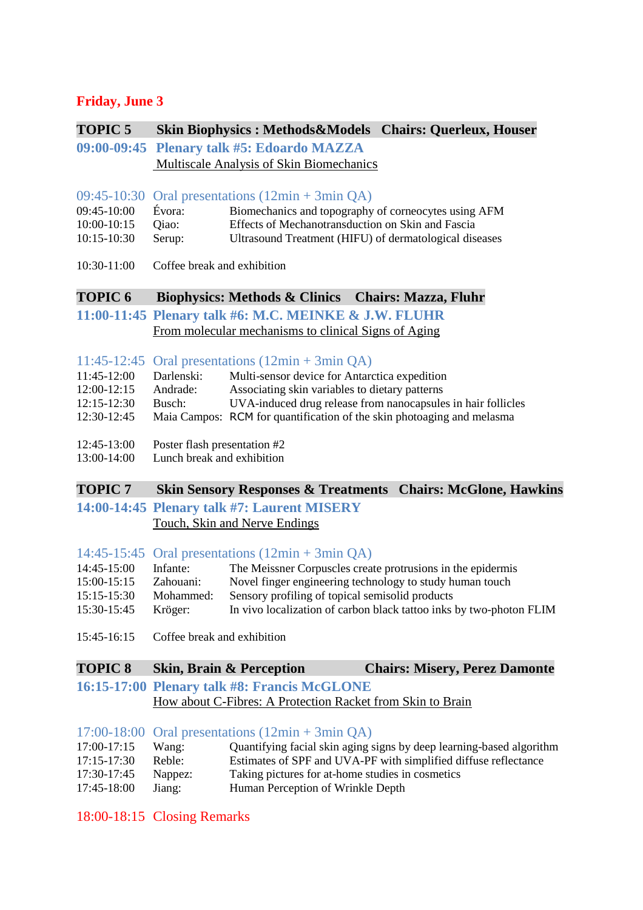## Friday, June 3

### TOPIC 5 Skin Biophysics : Methods&Models Chairs: Querleux, Houser

**09:00-09:45 Plenary talk #5: Edoardo MAZZA**
Multiscale Analysis of Skin Biomechanics

09:45-10:30 Oral presentations (12min + 3min QA)

| | | |
|---|---|---|
| 09:45-10:00 | Évora: | Biomechanics and topography of corneocytes using AFM |
| 10:00-10:15 | Qiao: | Effects of Mechanotransduction on Skin and Fascia |
| 10:15-10:30 | Serup: | Ultrasound Treatment (HIFU) of dermatological diseases |

10:30-11:00 Coffee break and exhibition

### TOPIC 6 Biophysics: Methods & Clinics Chairs: Mazza, Fluhr

**11:00-11:45 Plenary talk #6: M.C. MEINKE & J.W. FLUHR**
From molecular mechanisms to clinical Signs of Aging

11:45-12:45 Oral presentations (12min + 3min QA)

| | | |
|---|---|---|
| 11:45-12:00 | Darlenski: | Multi-sensor device for Antarctica expedition |
| 12:00-12:15 | Andrade: | Associating skin variables to dietary patterns |
| 12:15-12:30 | Busch: | UVA-induced drug release from nanocapsules in hair follicles |
| 12:30-12:45 | Maia Campos: | RCM for quantification of the skin photoaging and melasma |

12:45-13:00 Poster flash presentation #2
13:00-14:00 Lunch break and exhibition

### TOPIC 7 Skin Sensory Responses & Treatments Chairs: McGlone, Hawkins

**14:00-14:45 Plenary talk #7: Laurent MISERY**
Touch, Skin and Nerve Endings

14:45-15:45 Oral presentations (12min + 3min QA)

| | | |
|---|---|---|
| 14:45-15:00 | Infante: | The Meissner Corpuscles create protrusions in the epidermis |
| 15:00-15:15 | Zahouani: | Novel finger engineering technology to study human touch |
| 15:15-15:30 | Mohammed: | Sensory profiling of topical semisolid products |
| 15:30-15:45 | Kröger: | In vivo localization of carbon black tattoo inks by two-photon FLIM |

15:45-16:15 Coffee break and exhibition

### TOPIC 8 Skin, Brain & Perception Chairs: Misery, Perez Damonte

**16:15-17:00 Plenary talk #8: Francis McGLONE**
How about C-Fibres: A Protection Racket from Skin to Brain

17:00-18:00 Oral presentations (12min + 3min QA)

| | | |
|---|---|---|
| 17:00-17:15 | Wang: | Quantifying facial skin aging signs by deep learning-based algorithm |
| 17:15-17:30 | Reble: | Estimates of SPF and UVA-PF with simplified diffuse reflectance |
| 17:30-17:45 | Nappez: | Taking pictures for at-home studies in cosmetics |
| 17:45-18:00 | Jiang: | Human Perception of Wrinkle Depth |

18:00-18:15 Closing Remarks